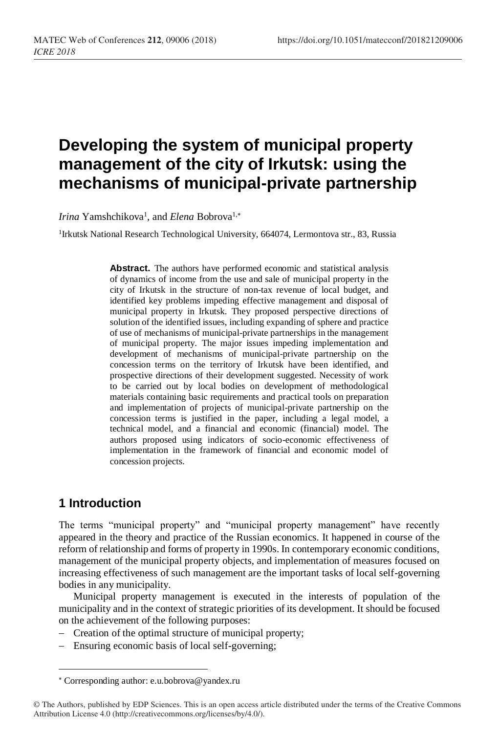# Developing the system of municipal property management of the city of Irkutsk: using the mechanisms of municipal-private partnership

*Irina* Yamshchikova[1], and *Elena* Bobrova[1,*]

[1]Irkutsk National Research Technological University, 664074, Lermontova str., 83, Russia

**Abstract.** The authors have performed economic and statistical analysis of dynamics of income from the use and sale of municipal property in the city of Irkutsk in the structure of non-tax revenue of local budget, and identified key problems impeding effective management and disposal of municipal property in Irkutsk. They proposed perspective directions of solution of the identified issues, including expanding of sphere and practice of use of mechanisms of municipal-private partnerships in the management of municipal property. The major issues impeding implementation and development of mechanisms of municipal-private partnership on the concession terms on the territory of Irkutsk have been identified, and prospective directions of their development suggested. Necessity of work to be carried out by local bodies on development of methodological materials containing basic requirements and practical tools on preparation and implementation of projects of municipal-private partnership on the concession terms is justified in the paper, including a legal model, a technical model, and a financial and economic (financial) model. The authors proposed using indicators of socio-economic effectiveness of implementation in the framework of financial and economic model of concession projects.

## 1 Introduction

The terms "municipal property" and "municipal property management" have recently appeared in the theory and practice of the Russian economics. It happened in course of the reform of relationship and forms of property in 1990s. In contemporary economic conditions, management of the municipal property objects, and implementation of measures focused on increasing effectiveness of such management are the important tasks of local self-governing bodies in any municipality.

Municipal property management is executed in the interests of population of the municipality and in the context of strategic priorities of its development. It should be focused on the achievement of the following purposes:

- Creation of the optimal structure of municipal property;
- Ensuring economic basis of local self-governing;

[*] Corresponding author: e.u.bobrova@yandex.ru

© The Authors, published by EDP Sciences. This is an open access article distributed under the terms of the Creative Commons Attribution License 4.0 (http://creativecommons.org/licenses/by/4.0/).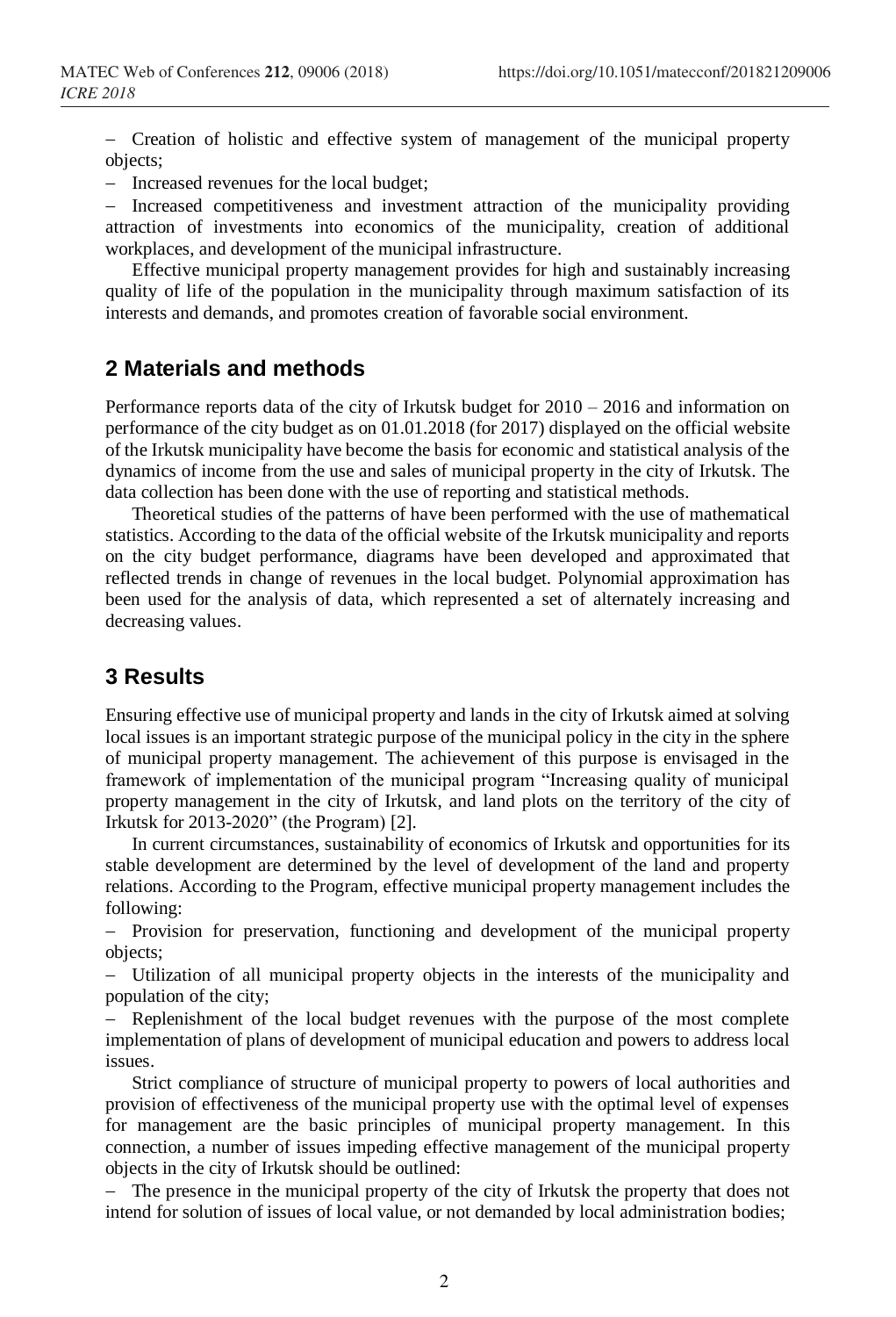– Creation of holistic and effective system of management of the municipal property objects;

– Increased revenues for the local budget;

– Increased competitiveness and investment attraction of the municipality providing attraction of investments into economics of the municipality, creation of additional workplaces, and development of the municipal infrastructure.

Effective municipal property management provides for high and sustainably increasing quality of life of the population in the municipality through maximum satisfaction of its interests and demands, and promotes creation of favorable social environment.

## 2 Materials and methods

Performance reports data of the city of Irkutsk budget for 2010 – 2016 and information on performance of the city budget as on 01.01.2018 (for 2017) displayed on the official website of the Irkutsk municipality have become the basis for economic and statistical analysis of the dynamics of income from the use and sales of municipal property in the city of Irkutsk. The data collection has been done with the use of reporting and statistical methods.

Theoretical studies of the patterns of have been performed with the use of mathematical statistics. According to the data of the official website of the Irkutsk municipality and reports on the city budget performance, diagrams have been developed and approximated that reflected trends in change of revenues in the local budget. Polynomial approximation has been used for the analysis of data, which represented a set of alternately increasing and decreasing values.

## 3 Results

Ensuring effective use of municipal property and lands in the city of Irkutsk aimed at solving local issues is an important strategic purpose of the municipal policy in the city in the sphere of municipal property management. The achievement of this purpose is envisaged in the framework of implementation of the municipal program "Increasing quality of municipal property management in the city of Irkutsk, and land plots on the territory of the city of Irkutsk for 2013-2020" (the Program) [2].

In current circumstances, sustainability of economics of Irkutsk and opportunities for its stable development are determined by the level of development of the land and property relations. According to the Program, effective municipal property management includes the following:

– Provision for preservation, functioning and development of the municipal property objects;

– Utilization of all municipal property objects in the interests of the municipality and population of the city;

– Replenishment of the local budget revenues with the purpose of the most complete implementation of plans of development of municipal education and powers to address local issues.

Strict compliance of structure of municipal property to powers of local authorities and provision of effectiveness of the municipal property use with the optimal level of expenses for management are the basic principles of municipal property management. In this connection, a number of issues impeding effective management of the municipal property objects in the city of Irkutsk should be outlined:

– The presence in the municipal property of the city of Irkutsk the property that does not intend for solution of issues of local value, or not demanded by local administration bodies;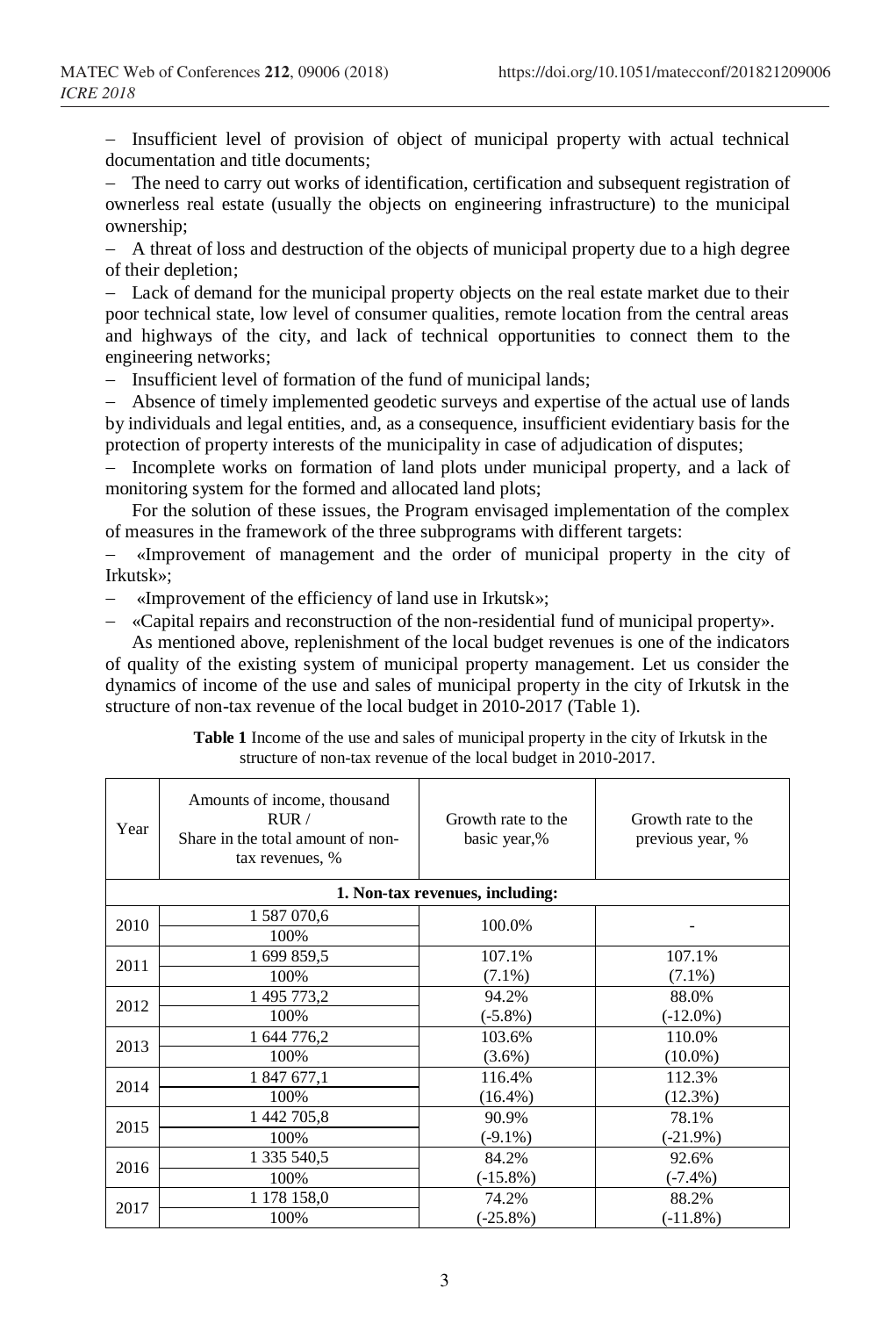– Insufficient level of provision of object of municipal property with actual technical documentation and title documents;

– The need to carry out works of identification, certification and subsequent registration of ownerless real estate (usually the objects on engineering infrastructure) to the municipal ownership;

– A threat of loss and destruction of the objects of municipal property due to a high degree of their depletion;

– Lack of demand for the municipal property objects on the real estate market due to their poor technical state, low level of consumer qualities, remote location from the central areas and highways of the city, and lack of technical opportunities to connect them to the engineering networks;

– Insufficient level of formation of the fund of municipal lands;

– Absence of timely implemented geodetic surveys and expertise of the actual use of lands by individuals and legal entities, and, as a consequence, insufficient evidentiary basis for the protection of property interests of the municipality in case of adjudication of disputes;

– Incomplete works on formation of land plots under municipal property, and a lack of monitoring system for the formed and allocated land plots;

For the solution of these issues, the Program envisaged implementation of the complex of measures in the framework of the three subprograms with different targets:

– «Improvement of management and the order of municipal property in the city of Irkutsk»;

– «Improvement of the efficiency of land use in Irkutsk»;

– «Capital repairs and reconstruction of the non-residential fund of municipal property».

As mentioned above, replenishment of the local budget revenues is one of the indicators of quality of the existing system of municipal property management. Let us consider the dynamics of income of the use and sales of municipal property in the city of Irkutsk in the structure of non-tax revenue of the local budget in 2010-2017 (Table 1).

**Table 1** Income of the use and sales of municipal property in the city of Irkutsk in the structure of non-tax revenue of the local budget in 2010-2017.

| Year | Amounts of income, thousand RUR / Share in the total amount of non-tax revenues, % | Growth rate to the basic year,% | Growth rate to the previous year, % |
|---|---|---|---|
| **1. Non-tax revenues, including:** | | | |
| 2010 | 1 587 070,6<br>100% | 100.0% | - |
| 2011 | 1 699 859,5<br>100% | 107.1%<br>(7.1%) | 107.1%<br>(7.1%) |
| 2012 | 1 495 773,2<br>100% | 94.2%<br>(-5.8%) | 88.0%<br>(-12.0%) |
| 2013 | 1 644 776,2<br>100% | 103.6%<br>(3.6%) | 110.0%<br>(10.0%) |
| 2014 | 1 847 677,1<br>100% | 116.4%<br>(16.4%) | 112.3%<br>(12.3%) |
| 2015 | 1 442 705,8<br>100% | 90.9%<br>(-9.1%) | 78.1%<br>(-21.9%) |
| 2016 | 1 335 540,5<br>100% | 84.2%<br>(-15.8%) | 92.6%<br>(-7.4%) |
| 2017 | 1 178 158,0<br>100% | 74.2%<br>(-25.8%) | 88.2%<br>(-11.8%) |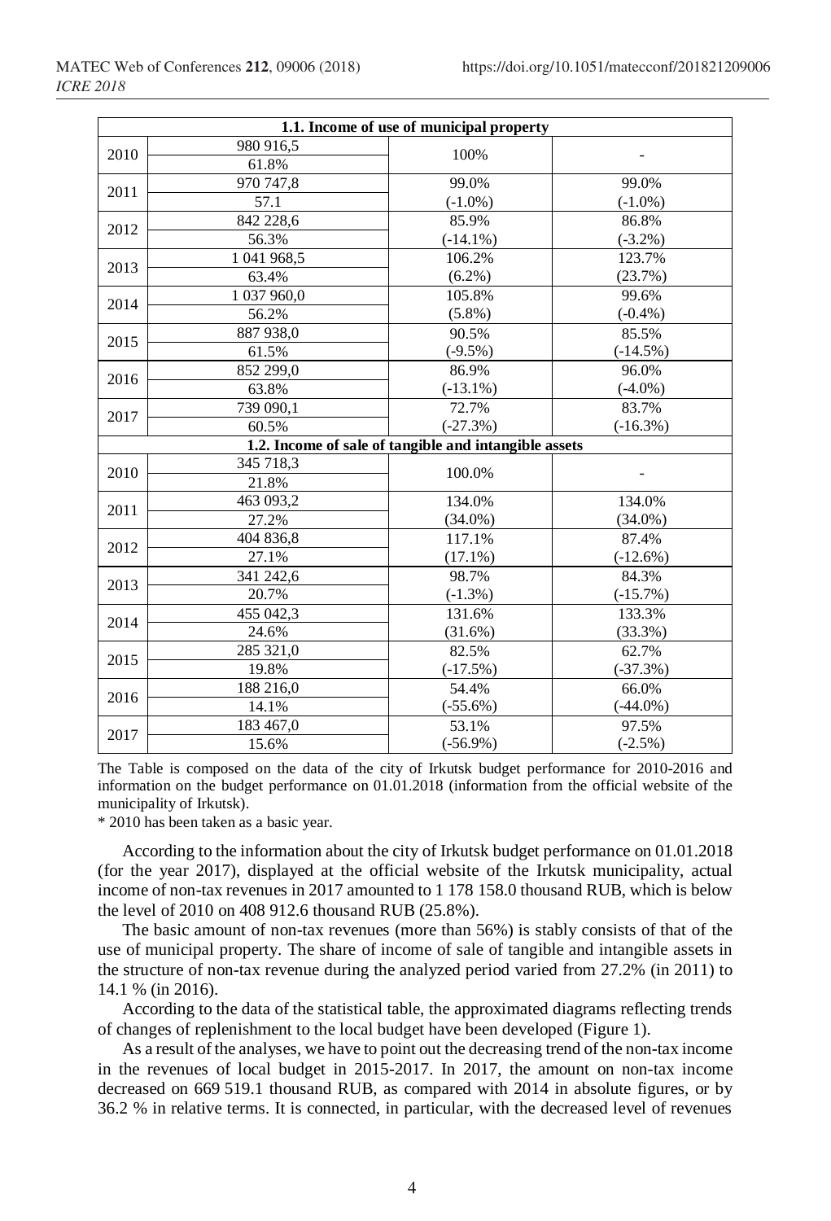| | | | |
|---|---|---|---|
| **1.1. Income of use of municipal property** | | | |
| 2010 | 980 916,5<br>61.8% | 100% | - |
| 2011 | 970 747,8<br>57.1 | 99.0%<br>(-1.0%) | 99.0%<br>(-1.0%) |
| 2012 | 842 228,6<br>56.3% | 85.9%<br>(-14.1%) | 86.8%<br>(-3.2%) |
| 2013 | 1 041 968,5<br>63.4% | 106.2%<br>(6.2%) | 123.7%<br>(23.7%) |
| 2014 | 1 037 960,0<br>56.2% | 105.8%<br>(5.8%) | 99.6%<br>(-0.4%) |
| 2015 | 887 938,0<br>61.5% | 90.5%<br>(-9.5%) | 85.5%<br>(-14.5%) |
| 2016 | 852 299,0<br>63.8% | 86.9%<br>(-13.1%) | 96.0%<br>(-4.0%) |
| 2017 | 739 090,1<br>60.5% | 72.7%<br>(-27.3%) | 83.7%<br>(-16.3%) |
| **1.2. Income of sale of tangible and intangible assets** | | | |
| 2010 | 345 718,3<br>21.8% | 100.0% | - |
| 2011 | 463 093,2<br>27.2% | 134.0%<br>(34.0%) | 134.0%<br>(34.0%) |
| 2012 | 404 836,8<br>27.1% | 117.1%<br>(17.1%) | 87.4%<br>(-12.6%) |
| 2013 | 341 242,6<br>20.7% | 98.7%<br>(-1.3%) | 84.3%<br>(-15.7%) |
| 2014 | 455 042,3<br>24.6% | 131.6%<br>(31.6%) | 133.3%<br>(33.3%) |
| 2015 | 285 321,0<br>19.8% | 82.5%<br>(-17.5%) | 62.7%<br>(-37.3%) |
| 2016 | 188 216,0<br>14.1% | 54.4%<br>(-55.6%) | 66.0%<br>(-44.0%) |
| 2017 | 183 467,0<br>15.6% | 53.1%<br>(-56.9%) | 97.5%<br>(-2.5%) |

The Table is composed on the data of the city of Irkutsk budget performance for 2010-2016 and information on the budget performance on 01.01.2018 (information from the official website of the municipality of Irkutsk).

\* 2010 has been taken as a basic year.

According to the information about the city of Irkutsk budget performance on 01.01.2018 (for the year 2017), displayed at the official website of the Irkutsk municipality, actual income of non-tax revenues in 2017 amounted to 1 178 158.0 thousand RUB, which is below the level of 2010 on 408 912.6 thousand RUB (25.8%).

The basic amount of non-tax revenues (more than 56%) is stably consists of that of the use of municipal property. The share of income of sale of tangible and intangible assets in the structure of non-tax revenue during the analyzed period varied from 27.2% (in 2011) to 14.1 % (in 2016).

According to the data of the statistical table, the approximated diagrams reflecting trends of changes of replenishment to the local budget have been developed (Figure 1).

As a result of the analyses, we have to point out the decreasing trend of the non-tax income in the revenues of local budget in 2015-2017. In 2017, the amount on non-tax income decreased on 669 519.1 thousand RUB, as compared with 2014 in absolute figures, or by 36.2 % in relative terms. It is connected, in particular, with the decreased level of revenues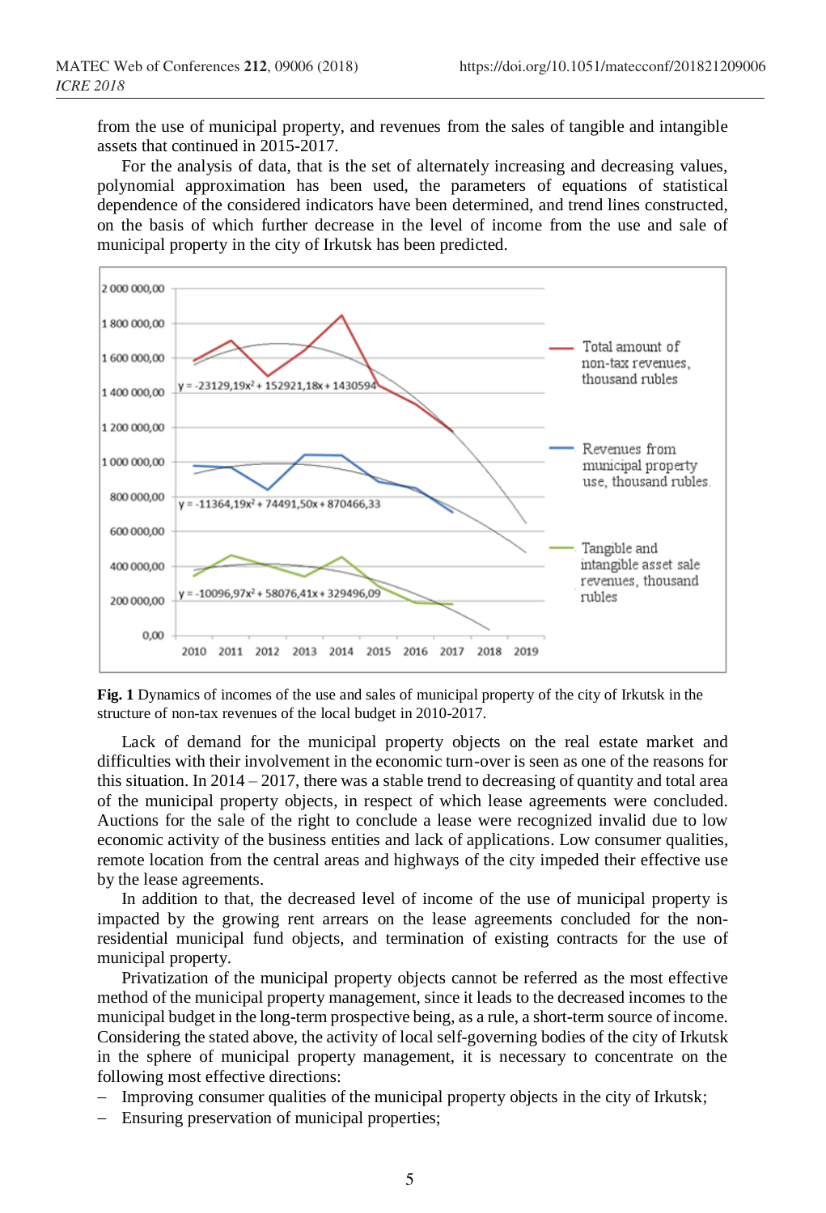from the use of municipal property, and revenues from the sales of tangible and intangible assets that continued in 2015-2017.

For the analysis of data, that is the set of alternately increasing and decreasing values, polynomial approximation has been used, the parameters of equations of statistical dependence of the considered indicators have been determined, and trend lines constructed, on the basis of which further decrease in the level of income from the use and sale of municipal property in the city of Irkutsk has been predicted.

**Fig. 1** Dynamics of incomes of the use and sales of municipal property of the city of Irkutsk in the structure of non-tax revenues of the local budget in 2010-2017.

Lack of demand for the municipal property objects on the real estate market and difficulties with their involvement in the economic turn-over is seen as one of the reasons for this situation. In 2014 – 2017, there was a stable trend to decreasing of quantity and total area of the municipal property objects, in respect of which lease agreements were concluded. Auctions for the sale of the right to conclude a lease were recognized invalid due to low economic activity of the business entities and lack of applications. Low consumer qualities, remote location from the central areas and highways of the city impeded their effective use by the lease agreements.

In addition to that, the decreased level of income of the use of municipal property is impacted by the growing rent arrears on the lease agreements concluded for the non-residential municipal fund objects, and termination of existing contracts for the use of municipal property.

Privatization of the municipal property objects cannot be referred as the most effective method of the municipal property management, since it leads to the decreased incomes to the municipal budget in the long-term prospective being, as a rule, a short-term source of income. Considering the stated above, the activity of local self-governing bodies of the city of Irkutsk in the sphere of municipal property management, it is necessary to concentrate on the following most effective directions:

- Improving consumer qualities of the municipal property objects in the city of Irkutsk;
- Ensuring preservation of municipal properties;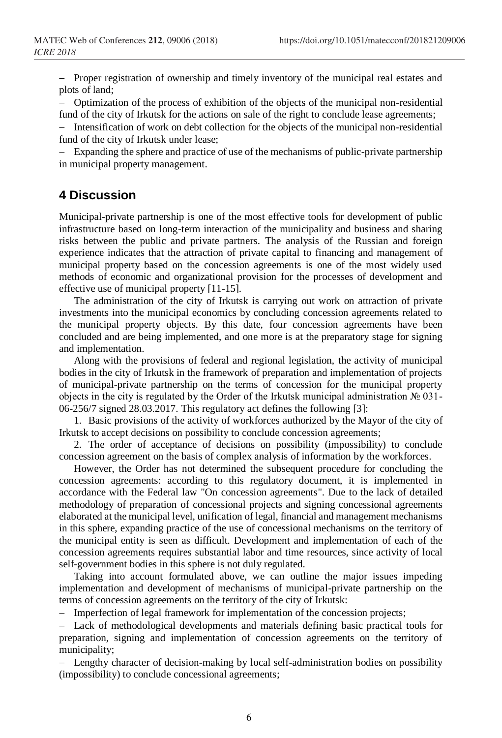– Proper registration of ownership and timely inventory of the municipal real estates and plots of land;

– Optimization of the process of exhibition of the objects of the municipal non-residential fund of the city of Irkutsk for the actions on sale of the right to conclude lease agreements;

– Intensification of work on debt collection for the objects of the municipal non-residential fund of the city of Irkutsk under lease;

– Expanding the sphere and practice of use of the mechanisms of public-private partnership in municipal property management.

## 4 Discussion

Municipal-private partnership is one of the most effective tools for development of public infrastructure based on long-term interaction of the municipality and business and sharing risks between the public and private partners. The analysis of the Russian and foreign experience indicates that the attraction of private capital to financing and management of municipal property based on the concession agreements is one of the most widely used methods of economic and organizational provision for the processes of development and effective use of municipal property [11-15].

The administration of the city of Irkutsk is carrying out work on attraction of private investments into the municipal economics by concluding concession agreements related to the municipal property objects. By this date, four concession agreements have been concluded and are being implemented, and one more is at the preparatory stage for signing and implementation.

Along with the provisions of federal and regional legislation, the activity of municipal bodies in the city of Irkutsk in the framework of preparation and implementation of projects of municipal-private partnership on the terms of concession for the municipal property objects in the city is regulated by the Order of the Irkutsk municipal administration № 031-06-256/7 signed 28.03.2017. This regulatory act defines the following [3]:

1. Basic provisions of the activity of workforces authorized by the Mayor of the city of Irkutsk to accept decisions on possibility to conclude concession agreements;

2. The order of acceptance of decisions on possibility (impossibility) to conclude concession agreement on the basis of complex analysis of information by the workforces.

However, the Order has not determined the subsequent procedure for concluding the concession agreements: according to this regulatory document, it is implemented in accordance with the Federal law "On concession agreements". Due to the lack of detailed methodology of preparation of concessional projects and signing concessional agreements elaborated at the municipal level, unification of legal, financial and management mechanisms in this sphere, expanding practice of the use of concessional mechanisms on the territory of the municipal entity is seen as difficult. Development and implementation of each of the concession agreements requires substantial labor and time resources, since activity of local self-government bodies in this sphere is not duly regulated.

Taking into account formulated above, we can outline the major issues impeding implementation and development of mechanisms of municipal-private partnership on the terms of concession agreements on the territory of the city of Irkutsk:

– Imperfection of legal framework for implementation of the concession projects;

– Lack of methodological developments and materials defining basic practical tools for preparation, signing and implementation of concession agreements on the territory of municipality;

– Lengthy character of decision-making by local self-administration bodies on possibility (impossibility) to conclude concessional agreements;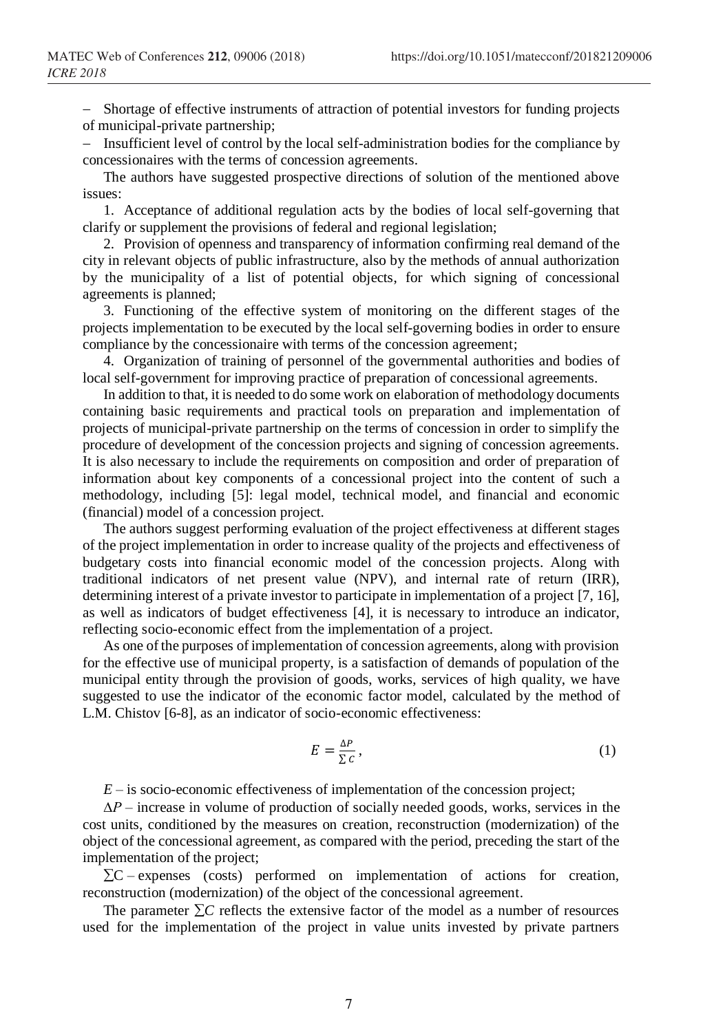– Shortage of effective instruments of attraction of potential investors for funding projects of municipal-private partnership;

– Insufficient level of control by the local self-administration bodies for the compliance by concessionaires with the terms of concession agreements.

The authors have suggested prospective directions of solution of the mentioned above issues:

1. Acceptance of additional regulation acts by the bodies of local self-governing that clarify or supplement the provisions of federal and regional legislation;
2. Provision of openness and transparency of information confirming real demand of the city in relevant objects of public infrastructure, also by the methods of annual authorization by the municipality of a list of potential objects, for which signing of concessional agreements is planned;
3. Functioning of the effective system of monitoring on the different stages of the projects implementation to be executed by the local self-governing bodies in order to ensure compliance by the concessionaire with terms of the concession agreement;
4. Organization of training of personnel of the governmental authorities and bodies of local self-government for improving practice of preparation of concessional agreements.

In addition to that, it is needed to do some work on elaboration of methodology documents containing basic requirements and practical tools on preparation and implementation of projects of municipal-private partnership on the terms of concession in order to simplify the procedure of development of the concession projects and signing of concession agreements. It is also necessary to include the requirements on composition and order of preparation of information about key components of a concessional project into the content of such a methodology, including [5]: legal model, technical model, and financial and economic (financial) model of a concession project.

The authors suggest performing evaluation of the project effectiveness at different stages of the project implementation in order to increase quality of the projects and effectiveness of budgetary costs into financial economic model of the concession projects. Along with traditional indicators of net present value (NPV), and internal rate of return (IRR), determining interest of a private investor to participate in implementation of a project [7, 16], as well as indicators of budget effectiveness [4], it is necessary to introduce an indicator, reflecting socio-economic effect from the implementation of a project.

As one of the purposes of implementation of concession agreements, along with provision for the effective use of municipal property, is a satisfaction of demands of population of the municipal entity through the provision of goods, works, services of high quality, we have suggested to use the indicator of the economic factor model, calculated by the method of L.M. Chistov [6-8], as an indicator of socio-economic effectiveness:

$$E = \frac{\Delta P}{\sum C}, \quad (1)$$

$E$ – is socio-economic effectiveness of implementation of the concession project;

$\Delta P$ – increase in volume of production of socially needed goods, works, services in the cost units, conditioned by the measures on creation, reconstruction (modernization) of the object of the concessional agreement, as compared with the period, preceding the start of the implementation of the project;

$\sum C$ – expenses (costs) performed on implementation of actions for creation, reconstruction (modernization) of the object of the concessional agreement.

The parameter $\sum C$ reflects the extensive factor of the model as a number of resources used for the implementation of the project in value units invested by private partners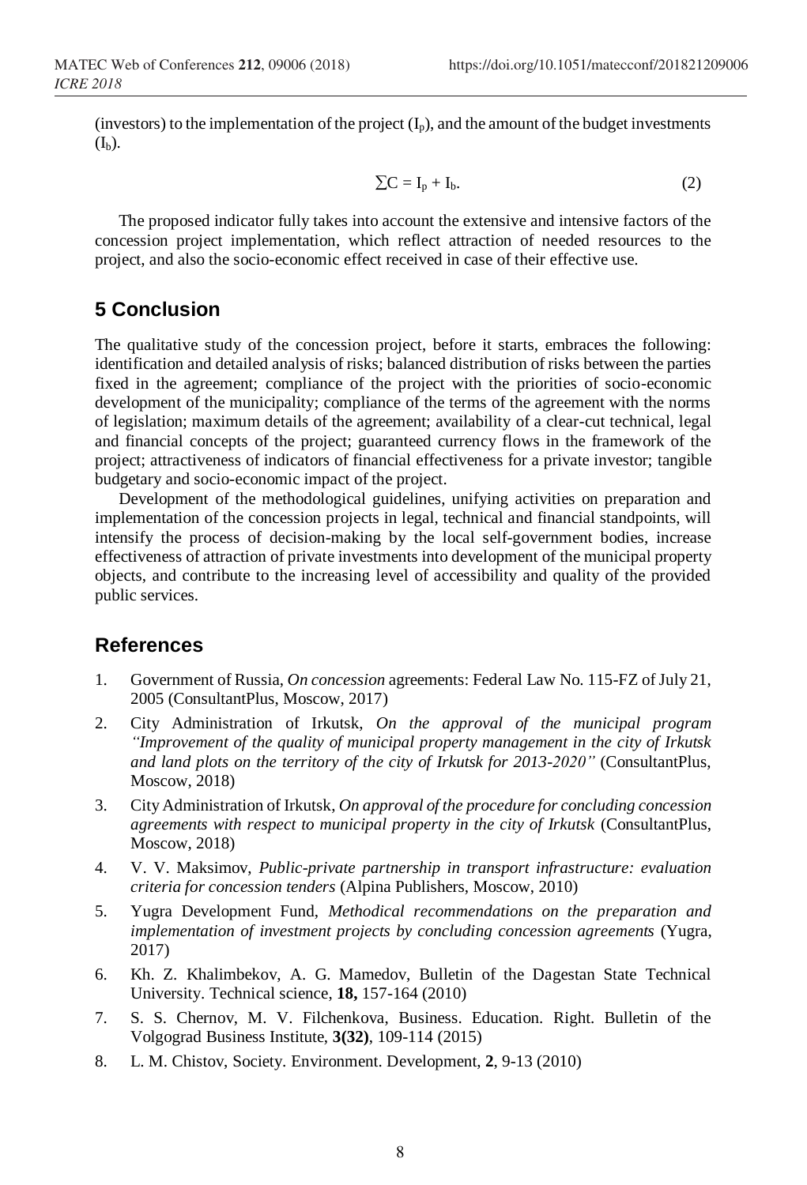(investors) to the implementation of the project ($I_p$), and the amount of the budget investments ($I_b$).

$$\sum C = I_p + I_b. \tag{2}$$

The proposed indicator fully takes into account the extensive and intensive factors of the concession project implementation, which reflect attraction of needed resources to the project, and also the socio-economic effect received in case of their effective use.

## 5 Conclusion

The qualitative study of the concession project, before it starts, embraces the following: identification and detailed analysis of risks; balanced distribution of risks between the parties fixed in the agreement; compliance of the project with the priorities of socio-economic development of the municipality; compliance of the terms of the agreement with the norms of legislation; maximum details of the agreement; availability of a clear-cut technical, legal and financial concepts of the project; guaranteed currency flows in the framework of the project; attractiveness of indicators of financial effectiveness for a private investor; tangible budgetary and socio-economic impact of the project.

Development of the methodological guidelines, unifying activities on preparation and implementation of the concession projects in legal, technical and financial standpoints, will intensify the process of decision-making by the local self-government bodies, increase effectiveness of attraction of private investments into development of the municipal property objects, and contribute to the increasing level of accessibility and quality of the provided public services.

## References

1. Government of Russia, *On concession* agreements: Federal Law No. 115-FZ of July 21, 2005 (ConsultantPlus, Moscow, 2017)
2. City Administration of Irkutsk, *On the approval of the municipal program "Improvement of the quality of municipal property management in the city of Irkutsk and land plots on the territory of the city of Irkutsk for 2013-2020"* (ConsultantPlus, Moscow, 2018)
3. City Administration of Irkutsk, *On approval of the procedure for concluding concession agreements with respect to municipal property in the city of Irkutsk* (ConsultantPlus, Moscow, 2018)
4. V. V. Maksimov, *Public-private partnership in transport infrastructure: evaluation criteria for concession tenders* (Alpina Publishers, Moscow, 2010)
5. Yugra Development Fund, *Methodical recommendations on the preparation and implementation of investment projects by concluding concession agreements* (Yugra, 2017)
6. Kh. Z. Khalimbekov, A. G. Mamedov, Bulletin of the Dagestan State Technical University. Technical science, **18,** 157-164 (2010)
7. S. S. Chernov, M. V. Filchenkova, Business. Education. Right. Bulletin of the Volgograd Business Institute, **3(32)**, 109-114 (2015)
8. L. M. Chistov, Society. Environment. Development, **2**, 9-13 (2010)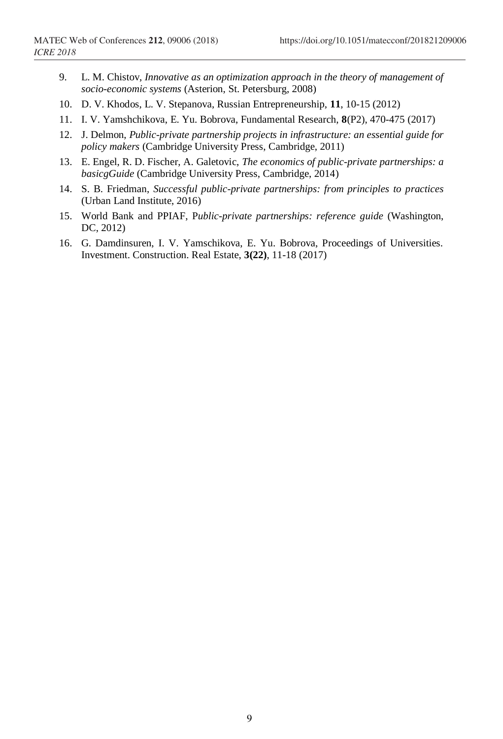9. L. M. Chistov, *Innovative as an optimization approach in the theory of management of socio-economic systems* (Asterion, St. Petersburg, 2008)
10. D. V. Khodos, L. V. Stepanova, Russian Entrepreneurship, **11**, 10-15 (2012)
11. I. V. Yamshchikova, E. Yu. Bobrova, Fundamental Research, **8**(P2), 470-475 (2017)
12. J. Delmon, *Public-private partnership projects in infrastructure: an essential guide for policy makers* (Cambridge University Press, Cambridge, 2011)
13. E. Engel, R. D. Fischer, A. Galetovic, *The economics of public-private partnerships: a basicgGuide* (Cambridge University Press, Cambridge, 2014)
14. S. B. Friedman, *Successful public-private partnerships: from principles to practices* (Urban Land Institute, 2016)
15. World Bank and PPIAF, P*ublic-private partnerships: reference guide* (Washington, DC, 2012)
16. G. Damdinsuren, I. V. Yamschikova, E. Yu. Bobrova, Proceedings of Universities. Investment. Construction. Real Estate, **3(22)**, 11-18 (2017)